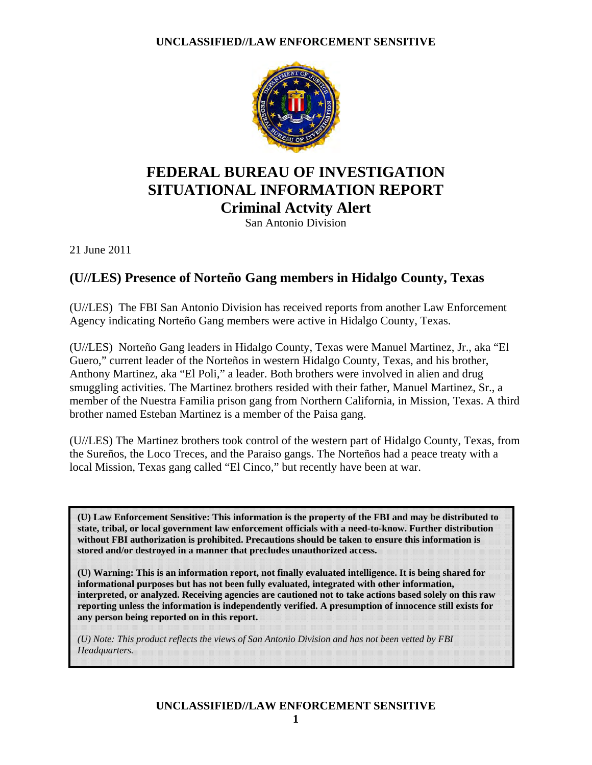UNCLASSIFIED//LAW ENFORCEMENT SENSITIVE

# FEDERAL BUREAU OF INVESTIGATION SITUATIONAL INFORMATION REPORT

## Criminal Actvity Alert

San Antonio Division

21 June 2011

## (U//LES) Presence of Norteño Gang members in Hidalgo County, Texas

(U//LES) The FBI San Antonio Division has received reports from another Law Enforcement Agency indicating Norteño Gang members were active in Hidalgo County, Texas.

(U//LES) Norteño Gang leaders in Hidalgo County, Texas were Manuel Martinez, Jr., aka "El Guero," current leader of the Norteños in western Hidalgo County, Texas, and his brother, Anthony Martinez, aka "El Poli," a leader. Both brothers were involved in alien and drug smuggling activities. The Martinez brothers resided with their father, Manuel Martinez, Sr., a member of the Nuestra Familia prison gang from Northern California, in Mission, Texas. A third brother named Esteban Martinez is a member of the Paisa gang.

(U//LES) The Martinez brothers took control of the western part of Hidalgo County, Texas, from the Sureños, the Loco Treces, and the Paraiso gangs. The Norteños had a peace treaty with a local Mission, Texas gang called "El Cinco," but recently have been at war.

**(U) Law Enforcement Sensitive: This information is the property of the FBI and may be distributed to state, tribal, or local government law enforcement officials with a need-to-know. Further distribution without FBI authorization is prohibited. Precautions should be taken to ensure this information is stored and/or destroyed in a manner that precludes unauthorized access.**

**(U) Warning: This is an information report, not finally evaluated intelligence. It is being shared for informational purposes but has not been fully evaluated, integrated with other information, interpreted, or analyzed. Receiving agencies are cautioned not to take actions based solely on this raw reporting unless the information is independently verified. A presumption of innocence still exists for any person being reported on in this report.**

*(U) Note: This product reflects the views of San Antonio Division and has not been vetted by FBI Headquarters.*

UNCLASSIFIED//LAW ENFORCEMENT SENSITIVE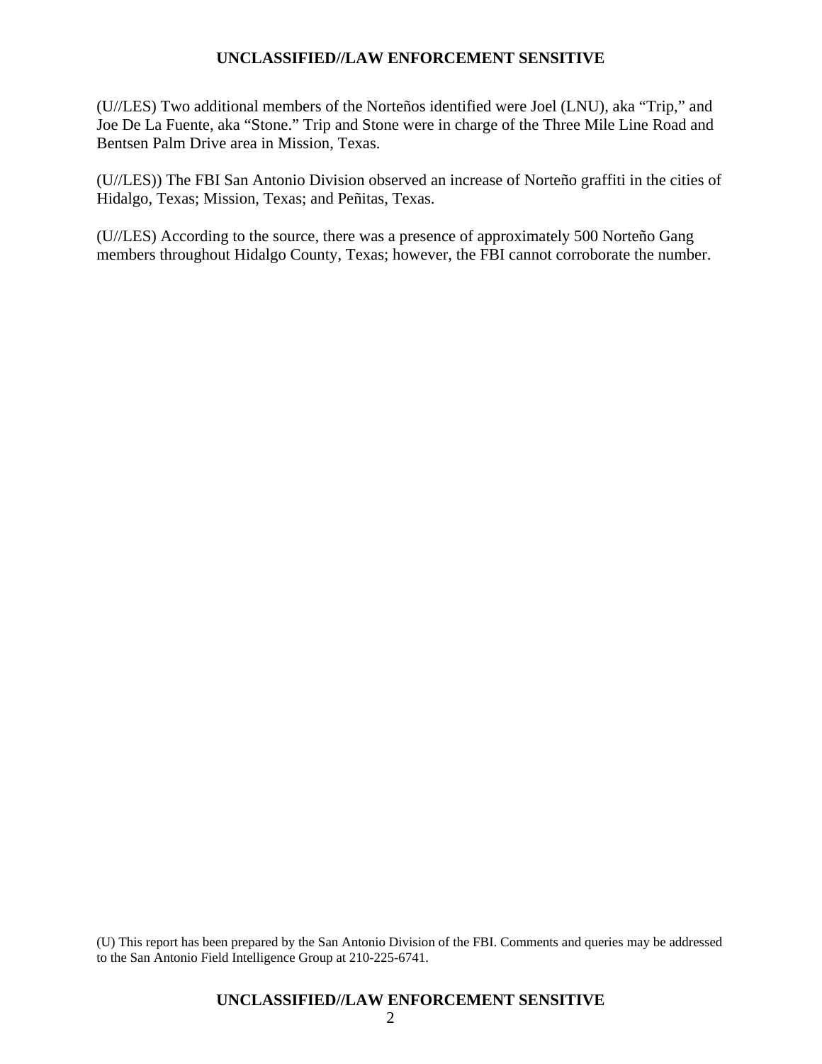(U//LES) Two additional members of the Norteños identified were Joel (LNU), aka "Trip," and Joe De La Fuente, aka "Stone." Trip and Stone were in charge of the Three Mile Line Road and Bentsen Palm Drive area in Mission, Texas.

(U//LES)) The FBI San Antonio Division observed an increase of Norteño graffiti in the cities of Hidalgo, Texas; Mission, Texas; and Peñitas, Texas.

(U//LES) According to the source, there was a presence of approximately 500 Norteño Gang members throughout Hidalgo County, Texas; however, the FBI cannot corroborate the number.

(U) This report has been prepared by the San Antonio Division of the FBI. Comments and queries may be addressed to the San Antonio Field Intelligence Group at 210-225-6741.